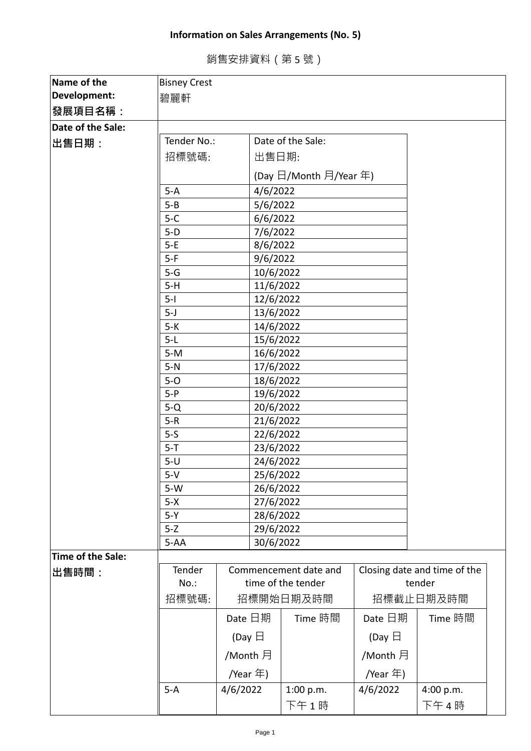**Information on Sales Arrangements (No. 5)**

銷售安排資料（第 5 號）

| Name of the Development: 發展項目名稱： | Bisney Crest 碧麗軒 |
|---|---|

**Date of the Sale: 出售日期：**

| Tender No.: 招標號碼: | Date of the Sale: 出售日期: (Day 日/Month 月/Year 年) |
|---|---|
| 5-A | 4/6/2022 |
| 5-B | 5/6/2022 |
| 5-C | 6/6/2022 |
| 5-D | 7/6/2022 |
| 5-E | 8/6/2022 |
| 5-F | 9/6/2022 |
| 5-G | 10/6/2022 |
| 5-H | 11/6/2022 |
| 5-I | 12/6/2022 |
| 5-J | 13/6/2022 |
| 5-K | 14/6/2022 |
| 5-L | 15/6/2022 |
| 5-M | 16/6/2022 |
| 5-N | 17/6/2022 |
| 5-O | 18/6/2022 |
| 5-P | 19/6/2022 |
| 5-Q | 20/6/2022 |
| 5-R | 21/6/2022 |
| 5-S | 22/6/2022 |
| 5-T | 23/6/2022 |
| 5-U | 24/6/2022 |
| 5-V | 25/6/2022 |
| 5-W | 26/6/2022 |
| 5-X | 27/6/2022 |
| 5-Y | 28/6/2022 |
| 5-Z | 29/6/2022 |
| 5-AA | 30/6/2022 |

**Time of the Sale: 出售時間：**

| Tender No.: 招標號碼: | Commencement date and time of the tender 招標開始日期及時間 | | Closing date and time of the tender 招標截止日期及時間 | |
|---|---|---|---|---|
| | Date 日期 (Day 日/Month 月/Year 年) | Time 時間 | Date 日期 (Day 日/Month 月/Year 年) | Time 時間 |
| 5-A | 4/6/2022 | 1:00 p.m. 下午 1 時 | 4/6/2022 | 4:00 p.m. 下午 4 時 |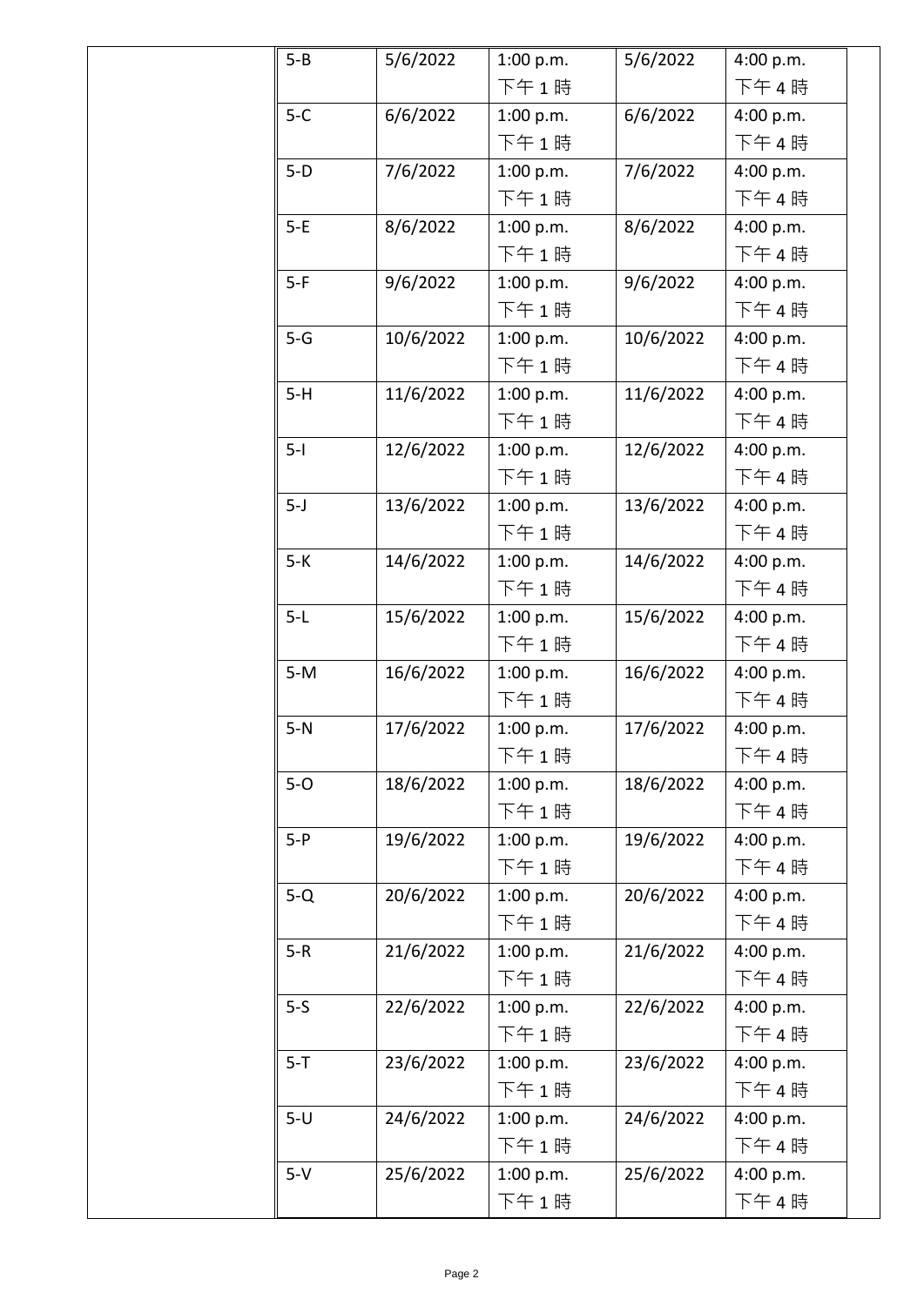| | | | | | |
|---|---|---|---|---|---|
| | 5-B | 5/6/2022 | 1:00 p.m.<br>下午 1 時 | 5/6/2022 | 4:00 p.m.<br>下午 4 時 |
| | 5-C | 6/6/2022 | 1:00 p.m.<br>下午 1 時 | 6/6/2022 | 4:00 p.m.<br>下午 4 時 |
| | 5-D | 7/6/2022 | 1:00 p.m.<br>下午 1 時 | 7/6/2022 | 4:00 p.m.<br>下午 4 時 |
| | 5-E | 8/6/2022 | 1:00 p.m.<br>下午 1 時 | 8/6/2022 | 4:00 p.m.<br>下午 4 時 |
| | 5-F | 9/6/2022 | 1:00 p.m.<br>下午 1 時 | 9/6/2022 | 4:00 p.m.<br>下午 4 時 |
| | 5-G | 10/6/2022 | 1:00 p.m.<br>下午 1 時 | 10/6/2022 | 4:00 p.m.<br>下午 4 時 |
| | 5-H | 11/6/2022 | 1:00 p.m.<br>下午 1 時 | 11/6/2022 | 4:00 p.m.<br>下午 4 時 |
| | 5-I | 12/6/2022 | 1:00 p.m.<br>下午 1 時 | 12/6/2022 | 4:00 p.m.<br>下午 4 時 |
| | 5-J | 13/6/2022 | 1:00 p.m.<br>下午 1 時 | 13/6/2022 | 4:00 p.m.<br>下午 4 時 |
| | 5-K | 14/6/2022 | 1:00 p.m.<br>下午 1 時 | 14/6/2022 | 4:00 p.m.<br>下午 4 時 |
| | 5-L | 15/6/2022 | 1:00 p.m.<br>下午 1 時 | 15/6/2022 | 4:00 p.m.<br>下午 4 時 |
| | 5-M | 16/6/2022 | 1:00 p.m.<br>下午 1 時 | 16/6/2022 | 4:00 p.m.<br>下午 4 時 |
| | 5-N | 17/6/2022 | 1:00 p.m.<br>下午 1 時 | 17/6/2022 | 4:00 p.m.<br>下午 4 時 |
| | 5-O | 18/6/2022 | 1:00 p.m.<br>下午 1 時 | 18/6/2022 | 4:00 p.m.<br>下午 4 時 |
| | 5-P | 19/6/2022 | 1:00 p.m.<br>下午 1 時 | 19/6/2022 | 4:00 p.m.<br>下午 4 時 |
| | 5-Q | 20/6/2022 | 1:00 p.m.<br>下午 1 時 | 20/6/2022 | 4:00 p.m.<br>下午 4 時 |
| | 5-R | 21/6/2022 | 1:00 p.m.<br>下午 1 時 | 21/6/2022 | 4:00 p.m.<br>下午 4 時 |
| | 5-S | 22/6/2022 | 1:00 p.m.<br>下午 1 時 | 22/6/2022 | 4:00 p.m.<br>下午 4 時 |
| | 5-T | 23/6/2022 | 1:00 p.m.<br>下午 1 時 | 23/6/2022 | 4:00 p.m.<br>下午 4 時 |
| | 5-U | 24/6/2022 | 1:00 p.m.<br>下午 1 時 | 24/6/2022 | 4:00 p.m.<br>下午 4 時 |
| | 5-V | 25/6/2022 | 1:00 p.m.<br>下午 1 時 | 25/6/2022 | 4:00 p.m.<br>下午 4 時 |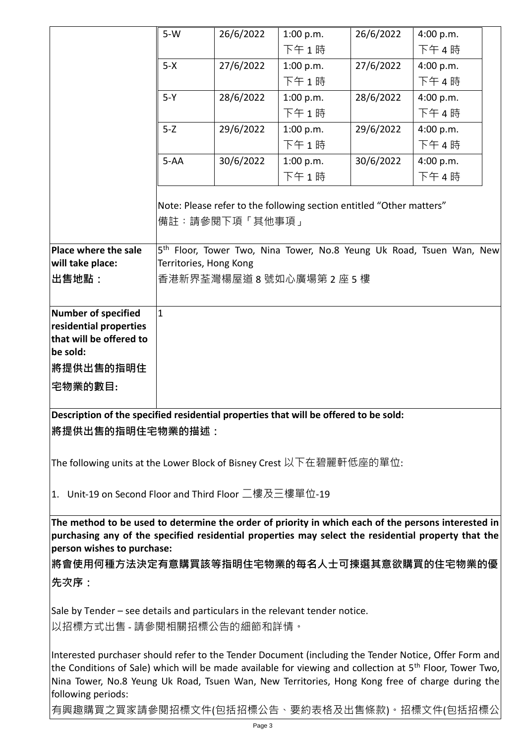| | | | | | |
|---|---|---|---|---|---|
| | 5-W | 26/6/2022 | 1:00 p.m. 下午 1 時 | 26/6/2022 | 4:00 p.m. 下午 4 時 |
| | 5-X | 27/6/2022 | 1:00 p.m. 下午 1 時 | 27/6/2022 | 4:00 p.m. 下午 4 時 |
| | 5-Y | 28/6/2022 | 1:00 p.m. 下午 1 時 | 28/6/2022 | 4:00 p.m. 下午 4 時 |
| | 5-Z | 29/6/2022 | 1:00 p.m. 下午 1 時 | 29/6/2022 | 4:00 p.m. 下午 4 時 |
| | 5-AA | 30/6/2022 | 1:00 p.m. 下午 1 時 | 30/6/2022 | 4:00 p.m. 下午 4 時 |

Note: Please refer to the following section entitled "Other matters"
備註：請參閱下項「其他事項」

| | |
|---|---|
| **Place where the sale will take place:** **出售地點：** | 5th Floor, Tower Two, Nina Tower, No.8 Yeung Uk Road, Tsuen Wan, New Territories, Hong Kong 香港新界荃灣楊屋道 8 號如心廣場第 2 座 5 樓 |
| **Number of specified residential properties that will be offered to be sold:** **將提供出售的指明住宅物業的數目:** | 1 |

**Description of the specified residential properties that will be offered to be sold:**
**將提供出售的指明住宅物業的描述：**

The following units at the Lower Block of Bisney Crest 以下在碧麗軒低座的單位:

1. Unit-19 on Second Floor and Third Floor 二樓及三樓單位-19

**The method to be used to determine the order of priority in which each of the persons interested in purchasing any of the specified residential properties may select the residential property that the person wishes to purchase:**
**將會使用何種方法決定有意購買該等指明住宅物業的每名人士可揀選其意欲購買的住宅物業的優先次序：**

Sale by Tender – see details and particulars in the relevant tender notice.
以招標方式出售 - 請參閱相關招標公告的細節和詳情。

Interested purchaser should refer to the Tender Document (including the Tender Notice, Offer Form and the Conditions of Sale) which will be made available for viewing and collection at 5th Floor, Tower Two, Nina Tower, No.8 Yeung Uk Road, Tsuen Wan, New Territories, Hong Kong free of charge during the following periods:
有興趣購買之買家請參閱招標文件(包括招標公告、要約表格及出售條款)。招標文件(包括招標公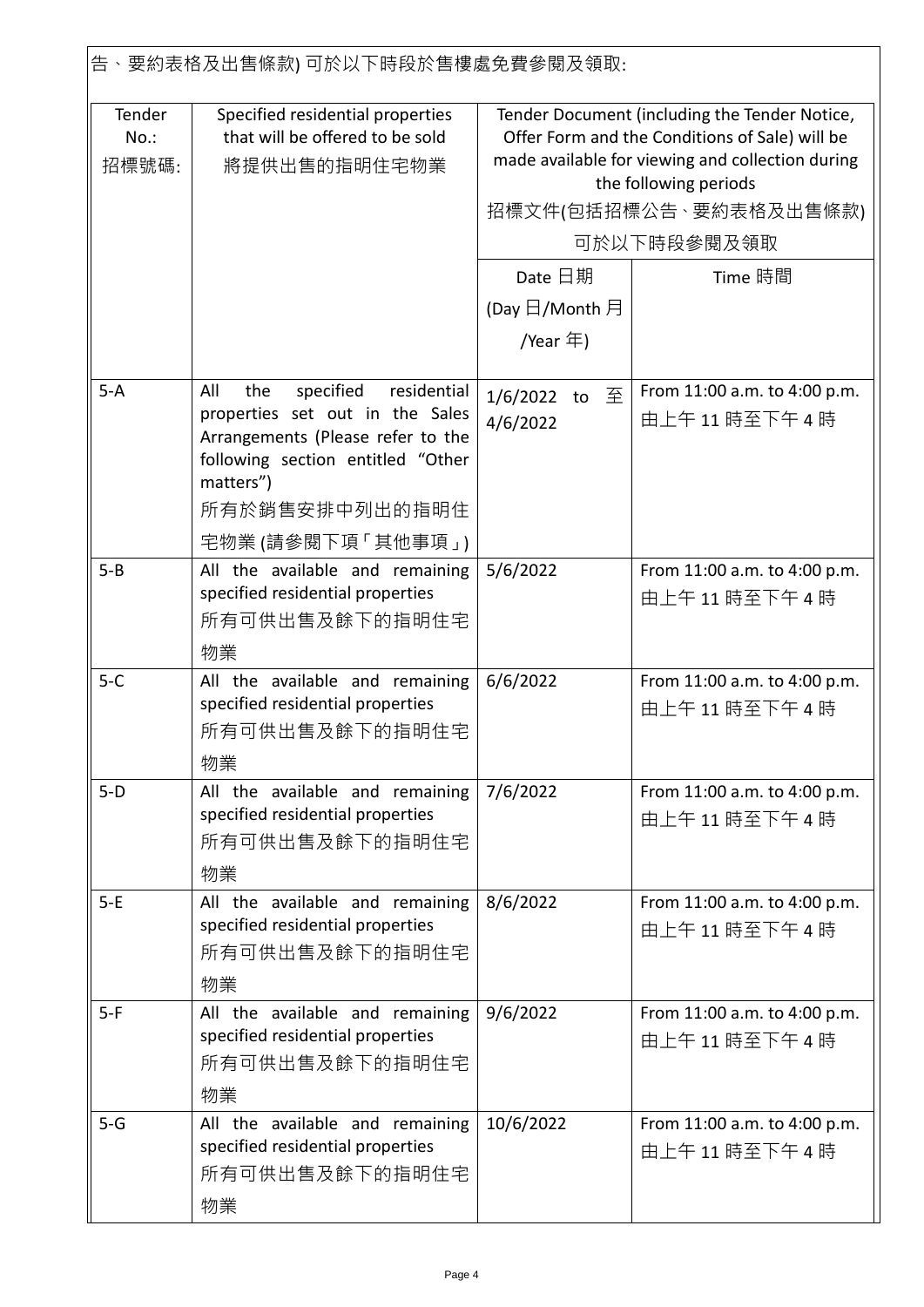告、要約表格及出售條款) 可於以下時段於售樓處免費參閱及領取:

| Tender No.: 招標號碼: | Specified residential properties that will be offered to be sold 將提供出售的指明住宅物業 | Tender Document (including the Tender Notice, Offer Form and the Conditions of Sale) will be made available for viewing and collection during the following periods 招標文件(包括招標公告、要約表格及出售條款)可於以下時段參閱及領取 | |
|---|---|---|---|
| | | Date 日期 (Day 日/Month 月/Year 年) | Time 時間 |
| 5-A | All the specified residential properties set out in the Sales Arrangements (Please refer to the following section entitled "Other matters") 所有於銷售安排中列出的指明住宅物業 (請參閱下項「其他事項」) | 1/6/2022 to 至 4/6/2022 | From 11:00 a.m. to 4:00 p.m. 由上午 11 時至下午 4 時 |
| 5-B | All the available and remaining specified residential properties 所有可供出售及餘下的指明住宅物業 | 5/6/2022 | From 11:00 a.m. to 4:00 p.m. 由上午 11 時至下午 4 時 |
| 5-C | All the available and remaining specified residential properties 所有可供出售及餘下的指明住宅物業 | 6/6/2022 | From 11:00 a.m. to 4:00 p.m. 由上午 11 時至下午 4 時 |
| 5-D | All the available and remaining specified residential properties 所有可供出售及餘下的指明住宅物業 | 7/6/2022 | From 11:00 a.m. to 4:00 p.m. 由上午 11 時至下午 4 時 |
| 5-E | All the available and remaining specified residential properties 所有可供出售及餘下的指明住宅物業 | 8/6/2022 | From 11:00 a.m. to 4:00 p.m. 由上午 11 時至下午 4 時 |
| 5-F | All the available and remaining specified residential properties 所有可供出售及餘下的指明住宅物業 | 9/6/2022 | From 11:00 a.m. to 4:00 p.m. 由上午 11 時至下午 4 時 |
| 5-G | All the available and remaining specified residential properties 所有可供出售及餘下的指明住宅物業 | 10/6/2022 | From 11:00 a.m. to 4:00 p.m. 由上午 11 時至下午 4 時 |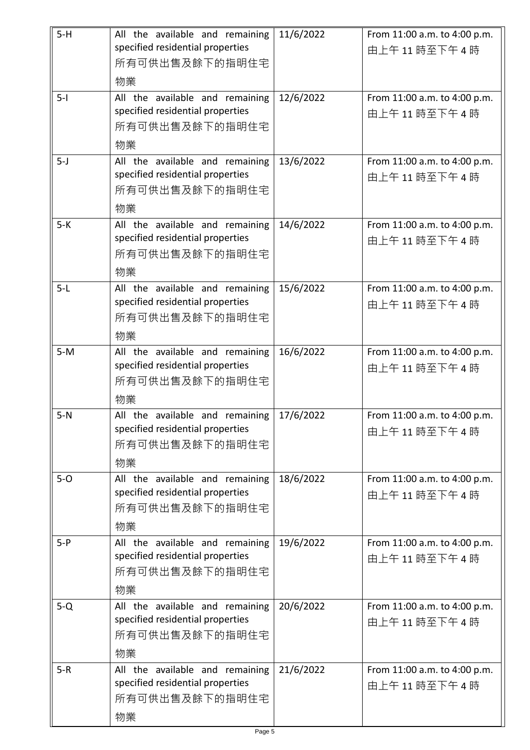| 5-H | All the available and remaining specified residential properties 所有可供出售及餘下的指明住宅物業 | 11/6/2022 | From 11:00 a.m. to 4:00 p.m. 由上午 11 時至下午 4 時 |
|---|---|---|---|
| 5-I | All the available and remaining specified residential properties 所有可供出售及餘下的指明住宅物業 | 12/6/2022 | From 11:00 a.m. to 4:00 p.m. 由上午 11 時至下午 4 時 |
| 5-J | All the available and remaining specified residential properties 所有可供出售及餘下的指明住宅物業 | 13/6/2022 | From 11:00 a.m. to 4:00 p.m. 由上午 11 時至下午 4 時 |
| 5-K | All the available and remaining specified residential properties 所有可供出售及餘下的指明住宅物業 | 14/6/2022 | From 11:00 a.m. to 4:00 p.m. 由上午 11 時至下午 4 時 |
| 5-L | All the available and remaining specified residential properties 所有可供出售及餘下的指明住宅物業 | 15/6/2022 | From 11:00 a.m. to 4:00 p.m. 由上午 11 時至下午 4 時 |
| 5-M | All the available and remaining specified residential properties 所有可供出售及餘下的指明住宅物業 | 16/6/2022 | From 11:00 a.m. to 4:00 p.m. 由上午 11 時至下午 4 時 |
| 5-N | All the available and remaining specified residential properties 所有可供出售及餘下的指明住宅物業 | 17/6/2022 | From 11:00 a.m. to 4:00 p.m. 由上午 11 時至下午 4 時 |
| 5-O | All the available and remaining specified residential properties 所有可供出售及餘下的指明住宅物業 | 18/6/2022 | From 11:00 a.m. to 4:00 p.m. 由上午 11 時至下午 4 時 |
| 5-P | All the available and remaining specified residential properties 所有可供出售及餘下的指明住宅物業 | 19/6/2022 | From 11:00 a.m. to 4:00 p.m. 由上午 11 時至下午 4 時 |
| 5-Q | All the available and remaining specified residential properties 所有可供出售及餘下的指明住宅物業 | 20/6/2022 | From 11:00 a.m. to 4:00 p.m. 由上午 11 時至下午 4 時 |
| 5-R | All the available and remaining specified residential properties 所有可供出售及餘下的指明住宅物業 | 21/6/2022 | From 11:00 a.m. to 4:00 p.m. 由上午 11 時至下午 4 時 |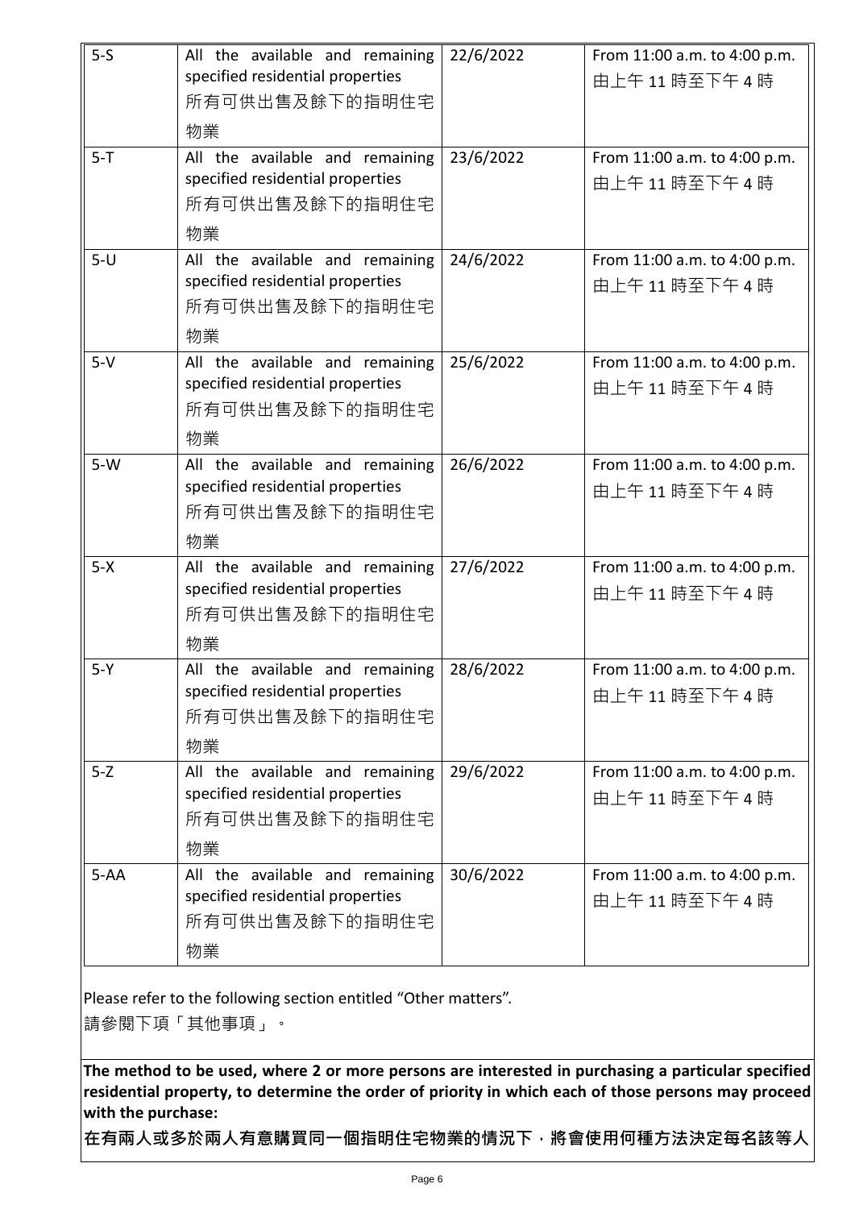| 5-S | All the available and remaining specified residential properties 所有可供出售及餘下的指明住宅物業 | 22/6/2022 | From 11:00 a.m. to 4:00 p.m. 由上午 11 時至下午 4 時 |
|---|---|---|---|
| 5-T | All the available and remaining specified residential properties 所有可供出售及餘下的指明住宅物業 | 23/6/2022 | From 11:00 a.m. to 4:00 p.m. 由上午 11 時至下午 4 時 |
| 5-U | All the available and remaining specified residential properties 所有可供出售及餘下的指明住宅物業 | 24/6/2022 | From 11:00 a.m. to 4:00 p.m. 由上午 11 時至下午 4 時 |
| 5-V | All the available and remaining specified residential properties 所有可供出售及餘下的指明住宅物業 | 25/6/2022 | From 11:00 a.m. to 4:00 p.m. 由上午 11 時至下午 4 時 |
| 5-W | All the available and remaining specified residential properties 所有可供出售及餘下的指明住宅物業 | 26/6/2022 | From 11:00 a.m. to 4:00 p.m. 由上午 11 時至下午 4 時 |
| 5-X | All the available and remaining specified residential properties 所有可供出售及餘下的指明住宅物業 | 27/6/2022 | From 11:00 a.m. to 4:00 p.m. 由上午 11 時至下午 4 時 |
| 5-Y | All the available and remaining specified residential properties 所有可供出售及餘下的指明住宅物業 | 28/6/2022 | From 11:00 a.m. to 4:00 p.m. 由上午 11 時至下午 4 時 |
| 5-Z | All the available and remaining specified residential properties 所有可供出售及餘下的指明住宅物業 | 29/6/2022 | From 11:00 a.m. to 4:00 p.m. 由上午 11 時至下午 4 時 |
| 5-AA | All the available and remaining specified residential properties 所有可供出售及餘下的指明住宅物業 | 30/6/2022 | From 11:00 a.m. to 4:00 p.m. 由上午 11 時至下午 4 時 |

Please refer to the following section entitled "Other matters".
請參閱下項「其他事項」。

**The method to be used, where 2 or more persons are interested in purchasing a particular specified residential property, to determine the order of priority in which each of those persons may proceed with the purchase:**

**在有兩人或多於兩人有意購買同一個指明住宅物業的情況下，將會使用何種方法決定每名該等人**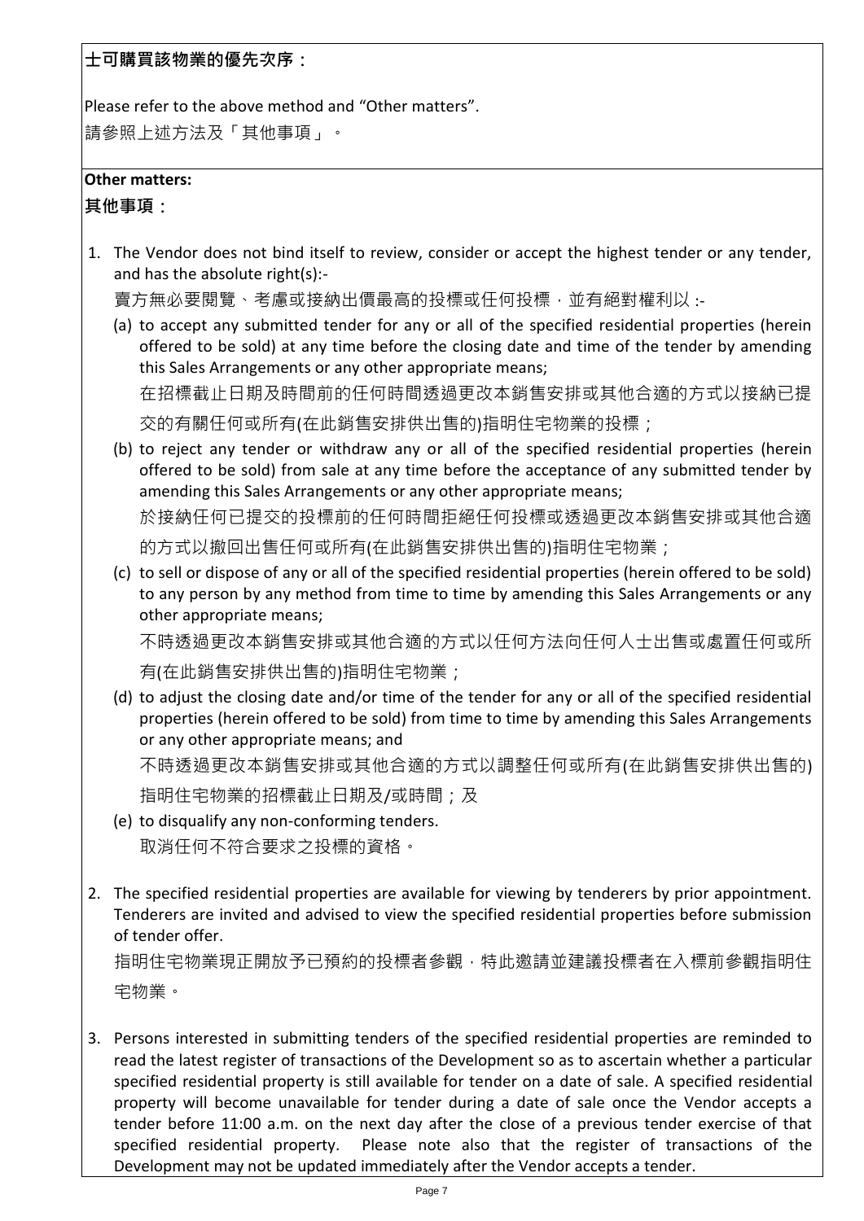**士可購買該物業的優先次序：**

Please refer to the above method and "Other matters".

請參照上述方法及「其他事項」。

**Other matters:**

**其他事項：**

1. The Vendor does not bind itself to review, consider or accept the highest tender or any tender, and has the absolute right(s):-

   賣方無必要閱覽、考慮或接納出價最高的投標或任何投標，並有絕對權利以 :-

   (a) to accept any submitted tender for any or all of the specified residential properties (herein offered to be sold) at any time before the closing date and time of the tender by amending this Sales Arrangements or any other appropriate means;

   在招標截止日期及時間前的任何時間透過更改本銷售安排或其他合適的方式以接納已提交的有關任何或所有(在此銷售安排供出售的)指明住宅物業的投標；

   (b) to reject any tender or withdraw any or all of the specified residential properties (herein offered to be sold) from sale at any time before the acceptance of any submitted tender by amending this Sales Arrangements or any other appropriate means;

   於接納任何已提交的投標前的任何時間拒絕任何投標或透過更改本銷售安排或其他合適的方式以撤回出售任何或所有(在此銷售安排供出售的)指明住宅物業；

   (c) to sell or dispose of any or all of the specified residential properties (herein offered to be sold) to any person by any method from time to time by amending this Sales Arrangements or any other appropriate means;

   不時透過更改本銷售安排或其他合適的方式以任何方法向任何人士出售或處置任何或所有(在此銷售安排供出售的)指明住宅物業；

   (d) to adjust the closing date and/or time of the tender for any or all of the specified residential properties (herein offered to be sold) from time to time by amending this Sales Arrangements or any other appropriate means; and

   不時透過更改本銷售安排或其他合適的方式以調整任何或所有(在此銷售安排供出售的)指明住宅物業的招標截止日期及/或時間；及

   (e) to disqualify any non-conforming tenders.

   取消任何不符合要求之投標的資格。

2. The specified residential properties are available for viewing by tenderers by prior appointment. Tenderers are invited and advised to view the specified residential properties before submission of tender offer.

   指明住宅物業現正開放予已預約的投標者參觀，特此邀請並建議投標者在入標前參觀指明住宅物業。

3. Persons interested in submitting tenders of the specified residential properties are reminded to read the latest register of transactions of the Development so as to ascertain whether a particular specified residential property is still available for tender on a date of sale. A specified residential property will become unavailable for tender during a date of sale once the Vendor accepts a tender before 11:00 a.m. on the next day after the close of a previous tender exercise of that specified residential property. Please note also that the register of transactions of the Development may not be updated immediately after the Vendor accepts a tender.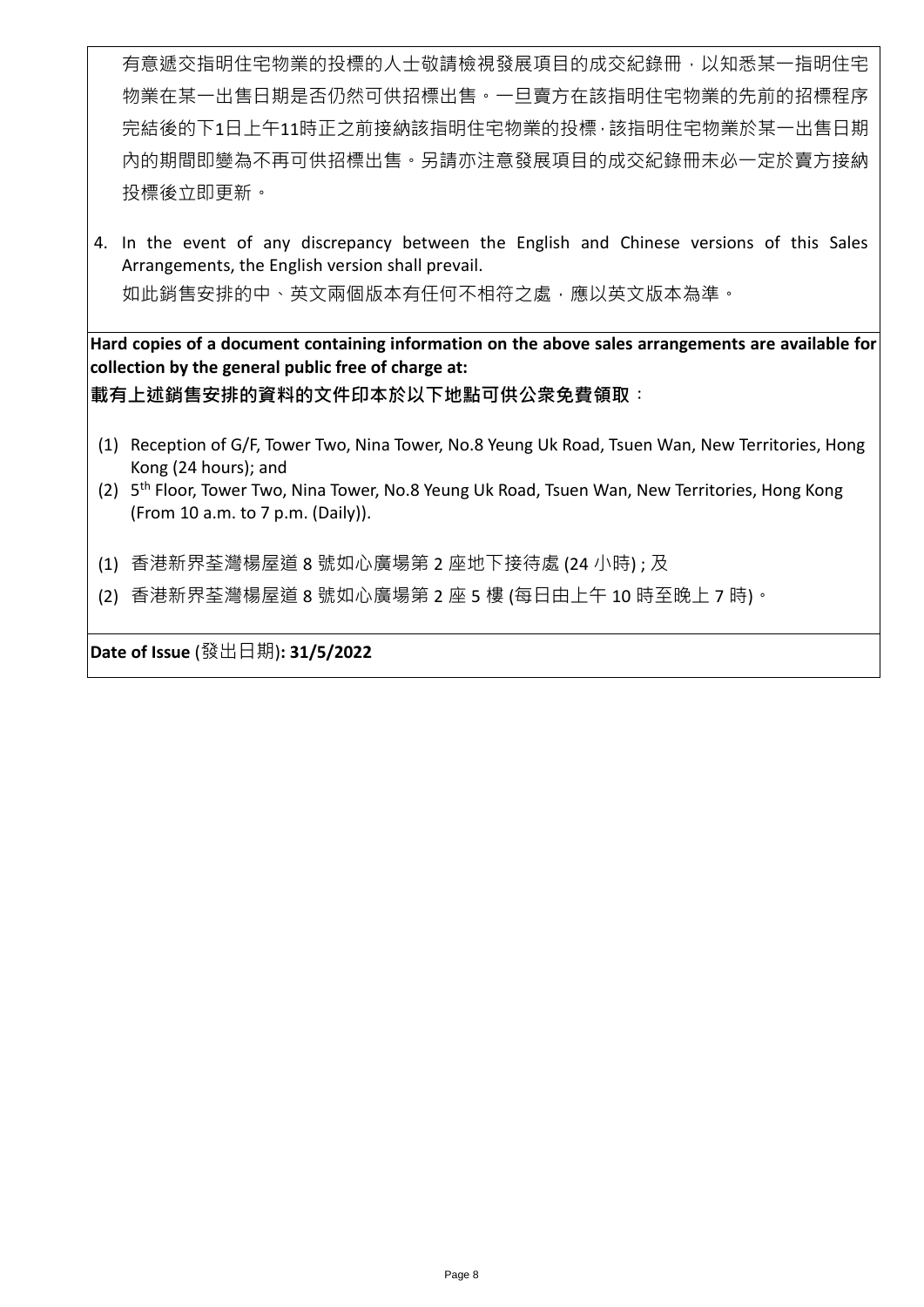有意遞交指明住宅物業的投標的人士敬請檢視發展項目的成交紀錄冊，以知悉某一指明住宅物業在某一出售日期是否仍然可供招標出售。一旦賣方在該指明住宅物業的先前的招標程序完結後的下1日上午11時正之前接納該指明住宅物業的投標，該指明住宅物業於某一出售日期內的期間即變為不再可供招標出售。另請亦注意發展項目的成交紀錄冊未必一定於賣方接納投標後立即更新。

4. In the event of any discrepancy between the English and Chinese versions of this Sales Arrangements, the English version shall prevail.
   如此銷售安排的中、英文兩個版本有任何不相符之處，應以英文版本為準。

**Hard copies of a document containing information on the above sales arrangements are available for collection by the general public free of charge at:**
**載有上述銷售安排的資料的文件印本於以下地點可供公眾免費領取**：

(1) Reception of G/F, Tower Two, Nina Tower, No.8 Yeung Uk Road, Tsuen Wan, New Territories, Hong Kong (24 hours); and
(2) 5th Floor, Tower Two, Nina Tower, No.8 Yeung Uk Road, Tsuen Wan, New Territories, Hong Kong (From 10 a.m. to 7 p.m. (Daily)).

(1) 香港新界荃灣楊屋道 8 號如心廣場第 2 座地下接待處 (24 小時) ; 及
(2) 香港新界荃灣楊屋道 8 號如心廣場第 2 座 5 樓 (每日由上午 10 時至晚上 7 時)。

**Date of Issue** (發出日期)**: 31/5/2022**